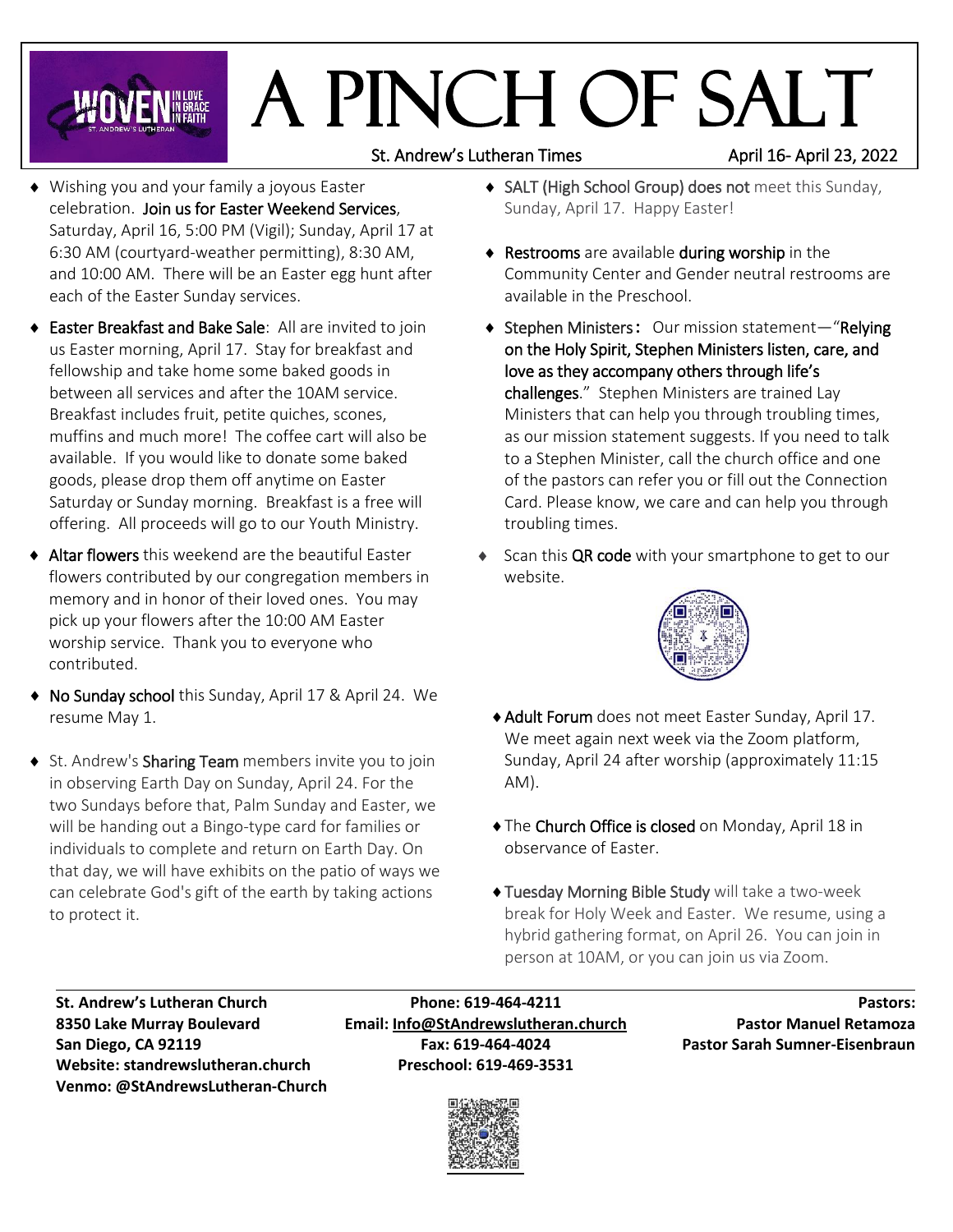# A PINCH OF SALT

St. Andrew's Lutheran Times — April 16- April 23, 2022

- Wishing you and your family a joyous Easter celebration. **Join us for Easter Weekend Services**, Saturday, April 16, 5:00 PM (Vigil); Sunday, April 17 at 6:30 AM (courtyard-weather permitting), 8:30 AM, and 10:00 AM. There will be an Easter egg hunt after each of the Easter Sunday services.
- **Easter Breakfast and Bake Sale**: All are invited to join us Easter morning, April 17. Stay for breakfast and fellowship and take home some baked goods in between all services and after the 10AM service. Breakfast includes fruit, petite quiches, scones, muffins and much more! The coffee cart will also be available. If you would like to donate some baked goods, please drop them off anytime on Easter Saturday or Sunday morning. Breakfast is a free will offering. All proceeds will go to our Youth Ministry.
- **Altar flowers** this weekend are the beautiful Easter flowers contributed by our congregation members in memory and in honor of their loved ones. You may pick up your flowers after the 10:00 AM Easter worship service. Thank you to everyone who contributed.
- **No Sunday school** this Sunday, April 17 & April 24. We resume May 1.
- St. Andrew's **Sharing Team** members invite you to join in observing Earth Day on Sunday, April 24. For the two Sundays before that, Palm Sunday and Easter, we will be handing out a Bingo-type card for families or individuals to complete and return on Earth Day. On that day, we will have exhibits on the patio of ways we can celebrate God's gift of the earth by taking actions to protect it.
- **SALT (High School Group) does not** meet this Sunday, Sunday, April 17. Happy Easter!
- **Restrooms** are available **during worship** in the Community Center and Gender neutral restrooms are available in the Preschool.
- **Stephen Ministers**: Our mission statement—"**Relying on the Holy Spirit, Stephen Ministers listen, care, and love as they accompany others through life's challenges**." Stephen Ministers are trained Lay Ministers that can help you through troubling times, as our mission statement suggests. If you need to talk to a Stephen Minister, call the church office and one of the pastors can refer you or fill out the Connection Card. Please know, we care and can help you through troubling times.
- Scan this **QR code** with your smartphone to get to our website.
- **Adult Forum** does not meet Easter Sunday, April 17. We meet again next week via the Zoom platform, Sunday, April 24 after worship (approximately 11:15 AM).
- The **Church Office is closed** on Monday, April 18 in observance of Easter.
- **Tuesday Morning Bible Study** will take a two-week break for Holy Week and Easter. We resume, using a hybrid gathering format, on April 26. You can join in person at 10AM, or you can join us via Zoom.

**St. Andrew's Lutheran Church**
**8350 Lake Murray Boulevard**
**San Diego, CA 92119**
**Website: standrewslutheran.church**
**Venmo: @StAndrewsLutheran-Church**

**Phone: 619-464-4211**
**Email: Info@StAndrewslutheran.church**
**Fax: 619-464-4024**
**Preschool: 619-469-3531**

**Pastors:**
**Pastor Manuel Retamoza**
**Pastor Sarah Sumner-Eisenbraun**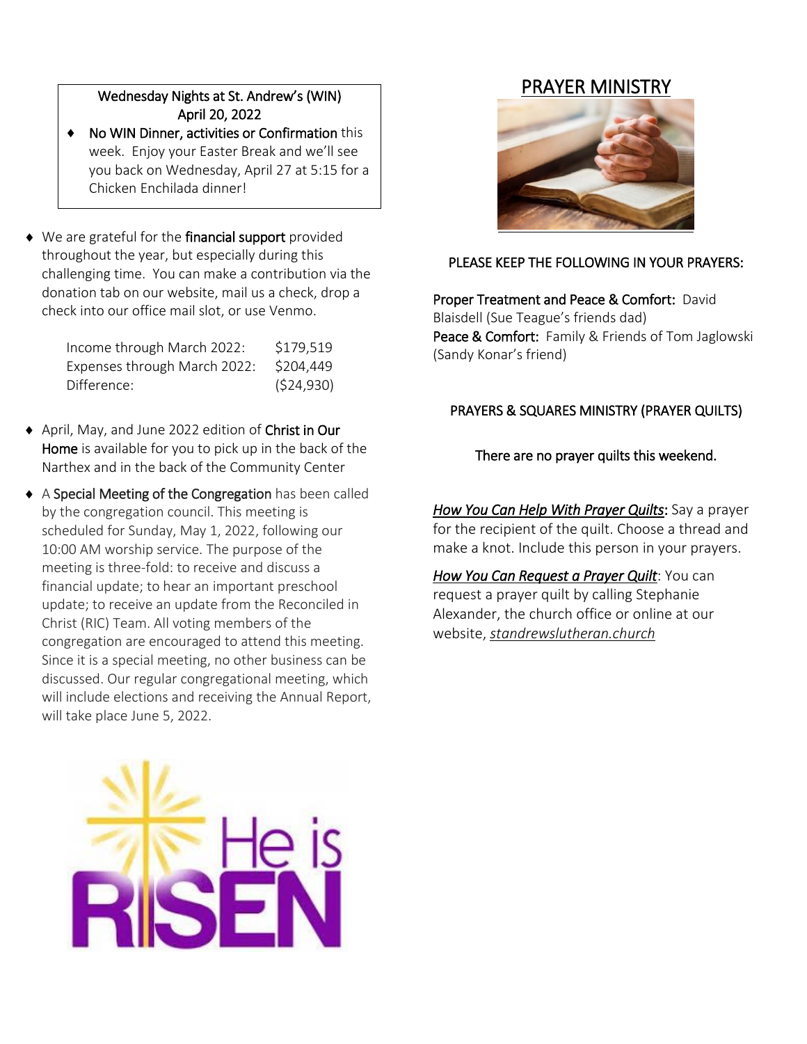**Wednesday Nights at St. Andrew's (WIN)**
**April 20, 2022**

- **No WIN Dinner, activities or Confirmation** this week. Enjoy your Easter Break and we'll see you back on Wednesday, April 27 at 5:15 for a Chicken Enchilada dinner!

- We are grateful for the **financial support** provided throughout the year, but especially during this challenging time. You can make a contribution via the donation tab on our website, mail us a check, drop a check into our office mail slot, or use Venmo.

| | |
|---|---|
| Income through March 2022: | $179,519 |
| Expenses through March 2022: | $204,449 |
| Difference: | ($24,930) |

- April, May, and June 2022 edition of **Christ in Our Home** is available for you to pick up in the back of the Narthex and in the back of the Community Center

- A **Special Meeting of the Congregation** has been called by the congregation council. This meeting is scheduled for Sunday, May 1, 2022, following our 10:00 AM worship service. The purpose of the meeting is three-fold: to receive and discuss a financial update; to hear an important preschool update; to receive an update from the Reconciled in Christ (RIC) Team. All voting members of the congregation are encouraged to attend this meeting. Since it is a special meeting, no other business can be discussed. Our regular congregational meeting, which will include elections and receiving the Annual Report, will take place June 5, 2022.

He is RISEN

## PRAYER MINISTRY

PLEASE KEEP THE FOLLOWING IN YOUR PRAYERS:

**Proper Treatment and Peace & Comfort:** David Blaisdell (Sue Teague's friends dad)
**Peace & Comfort:** Family & Friends of Tom Jaglowski (Sandy Konar's friend)

PRAYERS & SQUARES MINISTRY (PRAYER QUILTS)

There are no prayer quilts this weekend.

***How You Can Help With Prayer Quilts*:** Say a prayer for the recipient of the quilt. Choose a thread and make a knot. Include this person in your prayers.

***How You Can Request a Prayer Quilt***: You can request a prayer quilt by calling Stephanie Alexander, the church office or online at our website, *standrewslutheran.church*